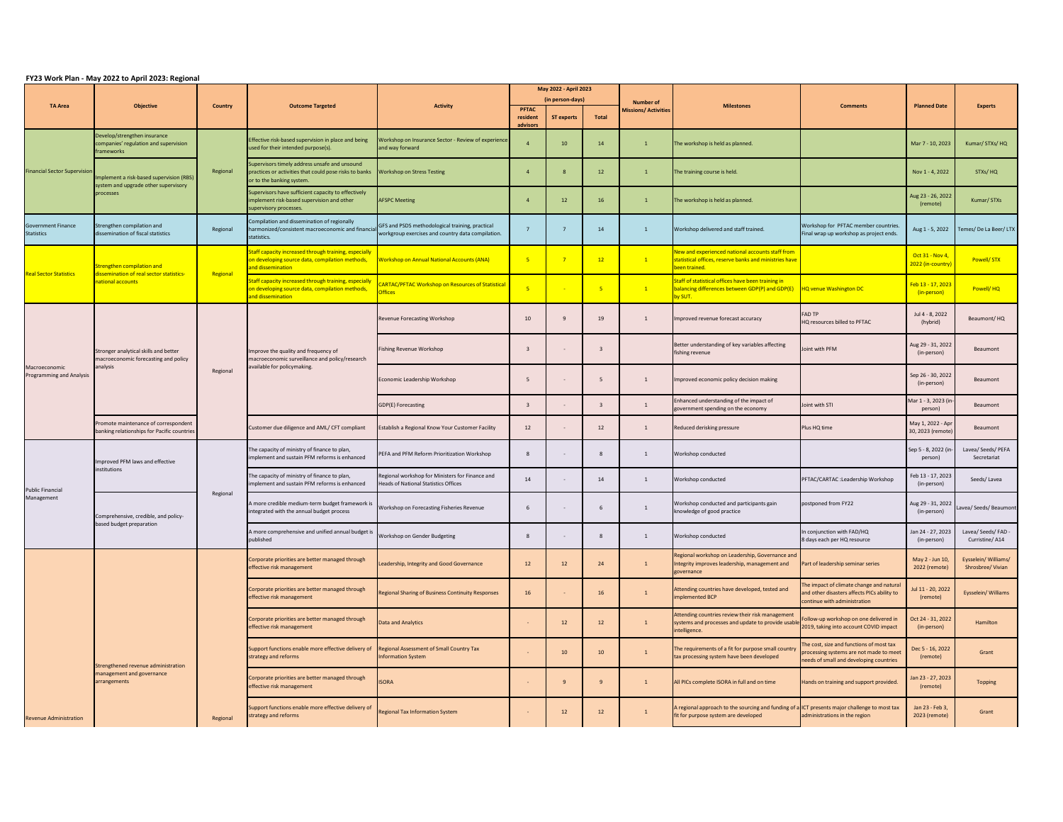**FY23 Work Plan - May 2022 to April 2023: Regional**

| TA Area | Objective | Country | Outcome Targeted | Activity | May 2022 - April 2023 (in person-days) | | | Number of Missions/ Activities | Milestones | Comments | Planned Date | Experts |
|---|---|---|---|---|---|---|---|---|---|---|---|---|
| | | | | | PFTAC resident advisors | ST experts | Total | | | | | |
| Financial Sector Supervision | Develop/strengthen insurance companies' regulation and supervision frameworks | Regional | Effective risk-based supervision in place and being used for their intended purpose(s). | Workshop on Insurance Sector - Review of experience and way forward | 4 | 10 | 14 | 1 | The workshop is held as planned. | | Mar 7 - 10, 2023 | Kumar/ STXs/ HQ |
| | Implement a risk-based supervision (RBS) system and upgrade other supervisory processes | | Supervisors timely address unsafe and unsound practices or activities that could pose risks to banks or to the banking system. | Workshop on Stress Testing | 4 | 8 | 12 | 1 | The training course is held. | | Nov 1 - 4, 2022 | STXs/ HQ |
| | | | Supervisors have sufficient capacity to effectively implement risk-based supervision and other supervisory processes. | AFSPC Meeting | 4 | 12 | 16 | 1 | The workshop is held as planned. | | Aug 23 - 26, 2022 (remote) | Kumar/ STXs |
| Government Finance Statistics | Strengthen compilation and dissemination of fiscal statistics | Regional | Compilation and dissemination of regionally harmonized/consistent macroeconomic and financial statistics. | GFS and PSDS methodological training, practical workgroup exercises and country data compilation. | 7 | 7 | 14 | 1 | Workshop delivered and staff trained. | Workshop for PFTAC member countries. Final wrap up workshop as project ends. | Aug 1 - 5, 2022 | Temes/ De La Beer/ LTX |
| Real Sector Statistics | Strengthen compilation and dissemination of real sector statistics-national accounts | Regional | Staff capacity increased through training, especially on developing source data, compilation methods, and dissemination | Workshop on Annual National Accounts (ANA) | 5 | 7 | 12 | 1 | New and experienced national accounts staff from statistical offices, reserve banks and ministries have been trained. | | Oct 31 - Nov 4, 2022 (in-country) | Powell/ STX |
| | | | Staff capacity increased through training, especially on developing source data, compilation methods, and dissemination | CARTAC/PFTAC Workshop on Resources of Statistical Offices | 5 | - | 5 | 1 | Staff of statistical offices have been training in balancing differences between GDP(P) and GDP(E) by SUT. | HQ venue Washington DC | Feb 13 - 17, 2023 (in-person) | Powell/ HQ |
| Macroeconomic Programming and Analysis | Stronger analytical skills and better macroeconomic forecasting and policy analysis | Regional | Improve the quality and frequency of macroeconomic surveillance and policy/research available for policymaking. | Revenue Forecasting Workshop | 10 | 9 | 19 | 1 | Improved revenue forecast accuracy | FAD TP HQ resources billed to PFTAC | Jul 4 - 8, 2022 (hybrid) | Beaumont/ HQ |
| | | | | Fishing Revenue Workshop | 3 | - | 3 | | Better understanding of key variables affecting fishing revenue | Joint with PFM | Aug 29 - 31, 2022 (in-person) | Beaumont |
| | | | | Economic Leadership Workshop | 5 | - | 5 | 1 | Improved economic policy decision making | | Sep 26 - 30, 2022 (in-person) | Beaumont |
| | | | | GDP(E) Forecasting | 3 | - | 3 | 1 | Enhanced understanding of the impact of government spending on the economy | Joint with STI | Mar 1 - 3, 2023 (in-person) | Beaumont |
| | Promote maintenance of correspondent banking relationships for Pacific countries | | Customer due diligence and AML/ CFT compliant | Establish a Regional Know Your Customer Facility | 12 | - | 12 | 1 | Reduced derisking pressure | Plus HQ time | May 1, 2022 - Apr 30, 2023 (remote) | Beaumont |
| Public Financial Management | Improved PFM laws and effective institutions | Regional | The capacity of ministry of finance to plan, implement and sustain PFM reforms is enhanced | PEFA and PFM Reform Prioritization Workshop | 8 | - | 8 | 1 | Workshop conducted | | Sep 5 - 8, 2022 (in-person) | Lavea/ Seeds/ PEFA Secretariat |
| | | | The capacity of ministry of finance to plan, implement and sustain PFM reforms is enhanced | Regional workshop for Ministers for Finance and Heads of National Statistics Offices | 14 | - | 14 | 1 | Workshop conducted | PFTAC/CARTAC :Leadership Workshop | Feb 13 - 17, 2023 (in-person) | Seeds/ Lavea |
| | Comprehensive, credible, and policy-based budget preparation | | A more credible medium-term budget framework is integrated with the annual budget process | Workshop on Forecasting Fisheries Revenue | 6 | - | 6 | 1 | Workshop conducted and participants gain knowledge of good practice | postponed from FY22 | Aug 29 - 31, 2022 (in-person) | Lavea/ Seeds/ Beaumont |
| | | | A more comprehensive and unified annual budget is published | Workshop on Gender Budgeting | 8 | - | 8 | 1 | Workshop conducted | In conjunction with FAD/HQ 8 days each per HQ resource | Jan 24 - 27, 2023 (in-person) | Lavea/ Seeds/ FAD - Curristine/ A14 |
| Revenue Administration | Strengthened revenue administration management and governance arrangements | Regional | Corporate priorities are better managed through effective risk management | Leadership, Integrity and Good Governance | 12 | 12 | 24 | 1 | Regional workshop on Leadership, Governance and Integrity improves leadership, management and governance | Part of leadership seminar series | May 2 - Jun 10, 2022 (remote) | Eysselein/ Williams/ Shrosbree/ Vivian |
| | | | Corporate priorities are better managed through effective risk management | Regional Sharing of Business Continuity Responses | 16 | - | 16 | 1 | Attending countries have developed, tested and implemented BCP | The impact of climate change and natural and other disasters affects PICs ability to continue with administration | Jul 11 - 20, 2022 (remote) | Eysselein/ Williams |
| | | | Corporate priorities are better managed through effective risk management | Data and Analytics | - | 12 | 12 | 1 | Attending countries review their risk management systems and processes and update to provide usable intelligence. | Follow-up workshop on one delivered in 2019, taking into account COVID impact | Oct 24 - 31, 2022 (in-person) | Hamilton |
| | | | Support functions enable more effective delivery of strategy and reforms | Regional Assessment of Small Country Tax Information System | - | 10 | 10 | 1 | The requirements of a fit for purpose small country tax processing system have been developed | The cost, size and functions of most tax processing systems are not made to meet needs of small and developing countries | Dec 5 - 16, 2022 (remote) | Grant |
| | | | Corporate priorities are better managed through effective risk management | ISORA | - | 9 | 9 | 1 | All PICs complete ISORA in full and on time | Hands on training and support provided. | Jan 23 - 27, 2023 (remote) | Topping |
| | | | Support functions enable more effective delivery of strategy and reforms | Regional Tax Information System | - | 12 | 12 | 1 | A regional approach to the sourcing and funding of a fit for purpose system are developed | ICT presents major challenge to most tax administrations in the region | Jan 23 - Feb 3, 2023 (remote) | Grant |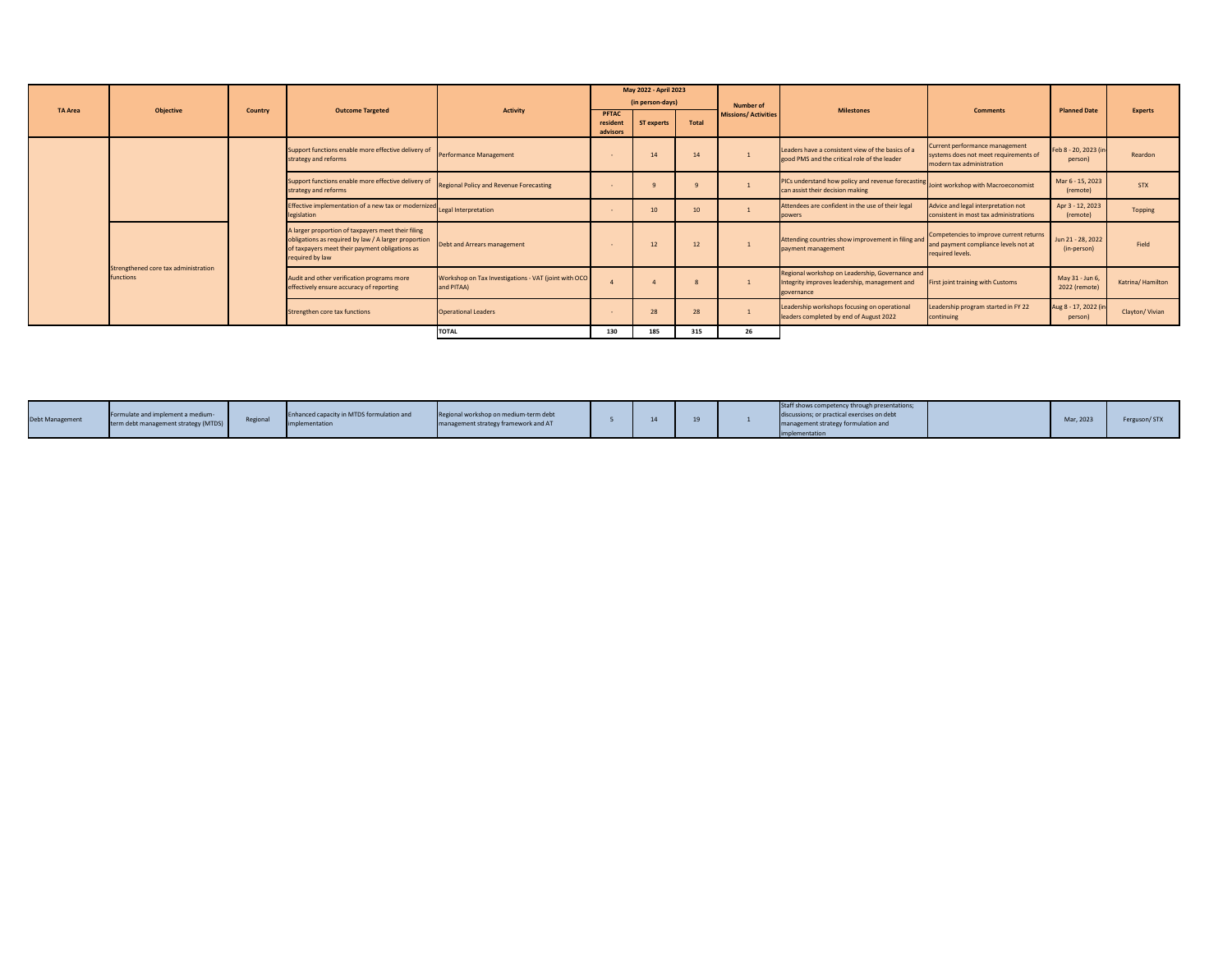| TA Area | Objective | Country | Outcome Targeted | Activity | May 2022 - April 2023 (in person-days) | | | Number of Missions/ Activities | Milestones | Comments | Planned Date | Experts |
|---|---|---|---|---|---|---|---|---|---|---|---|---|
| | | | | | PFTAC resident advisors | ST experts | Total | | | | | |
| | | | Support functions enable more effective delivery of strategy and reforms | Performance Management | - | 14 | 14 | 1 | Leaders have a consistent view of the basics of a good PMS and the critical role of the leader | Current performance management systems does not meet requirements of modern tax administration | Feb 8 - 20, 2023 (in-person) | Reardon |
| | | | Support functions enable more effective delivery of strategy and reforms | Regional Policy and Revenue Forecasting | - | 9 | 9 | 1 | PICs understand how policy and revenue forecasting can assist their decision making | Joint workshop with Macroeconomist | Mar 6 - 15, 2023 (remote) | STX |
| | | | Effective implementation of a new tax or modernized legislation | Legal Interpretation | - | 10 | 10 | 1 | Attendees are confident in the use of their legal powers | Advice and legal interpretation not consistent in most tax administrations | Apr 3 - 12, 2023 (remote) | Topping |
| | Strengthened core tax administration functions | | A larger proportion of taxpayers meet their filing obligations as required by law / A larger proportion of taxpayers meet their payment obligations as required by law | Debt and Arrears management | - | 12 | 12 | 1 | Attending countries show improvement in filing and payment management | Competencies to improve current returns and payment compliance levels not at required levels. | Jun 21 - 28, 2022 (in-person) | Field |
| | | | Audit and other verification programs more effectively ensure accuracy of reporting | Workshop on Tax Investigations - VAT (joint with OCO and PITAA) | 4 | 4 | 8 | 1 | Regional workshop on Leadership, Governance and Integrity improves leadership, management and governance | First joint training with Customs | May 31 - Jun 6, 2022 (remote) | Katrina/ Hamilton |
| | | | Strengthen core tax functions | Operational Leaders | - | 28 | 28 | 1 | Leadership workshops focusing on operational leaders completed by end of August 2022 | Leadership program started in FY 22 continuing | Aug 8 - 17, 2022 (in-person) | Clayton/ Vivian |
| | | | | TOTAL | 130 | 185 | 315 | 26 | | | | |

| | | | | | | | | | | | | |
|---|---|---|---|---|---|---|---|---|---|---|---|---|
| Debt Management | Formulate and implement a medium-term debt management strategy (MTDS) | Regional | Enhanced capacity in MTDS formulation and implementation | Regional workshop on medium-term debt management strategy framework and AT | 5 | 14 | 19 | 1 | Staff shows competency through presentations; discussions; or practical exercises on debt management strategy formulation and implementation | | Mar, 2023 | Ferguson/ STX |